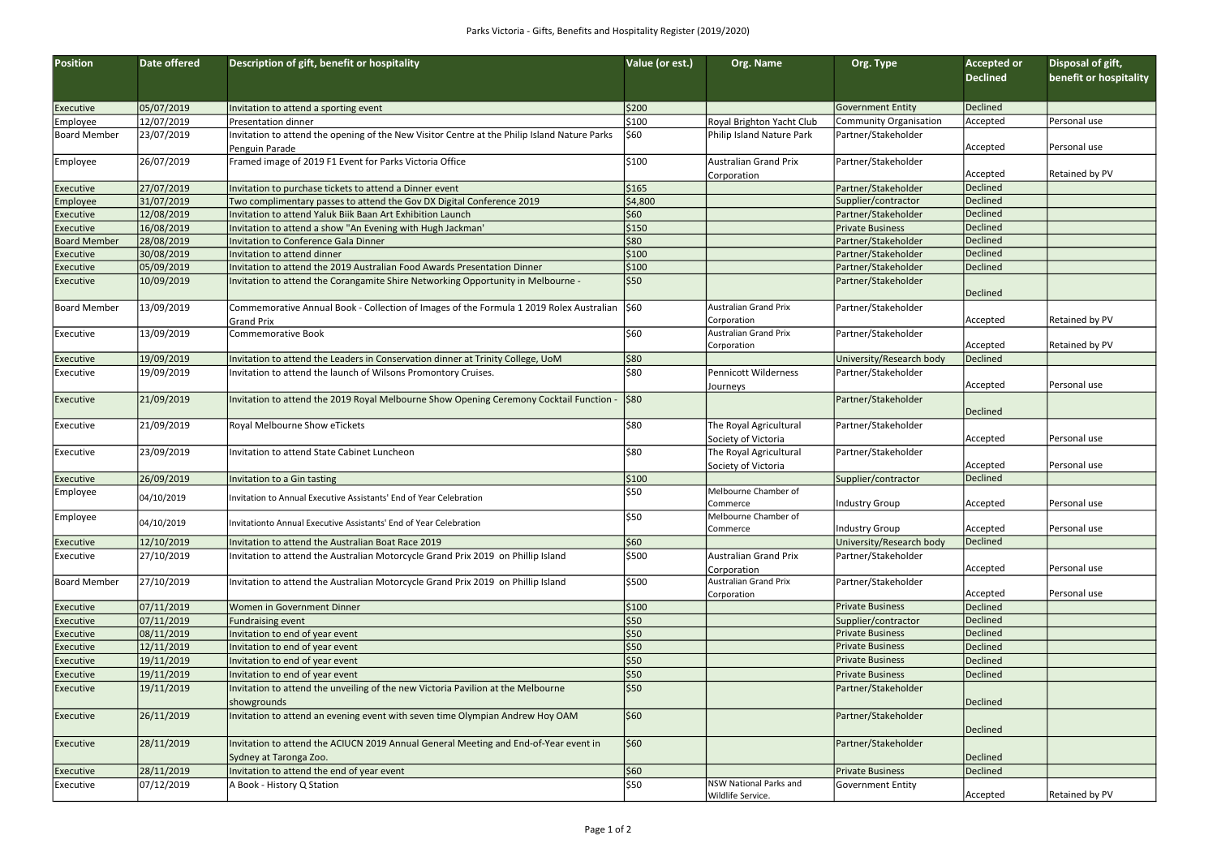# Parks Victoria - Gifts, Benefits and Hospitality Register (2019/2020)

| Position | Date offered | Description of gift, benefit or hospitality | Value (or est.) | Org. Name | Org. Type | Accepted or Declined | Disposal of gift, benefit or hospitality |
|---|---|---|---|---|---|---|---|
| Executive | 05/07/2019 | Invitation to attend a sporting event | $200 | | Government Entity | Declined | |
| Employee | 12/07/2019 | Presentation dinner | $100 | Royal Brighton Yacht Club | Community Organisation | Accepted | Personal use |
| Board Member | 23/07/2019 | Invitation to attend the opening of the New Visitor Centre at the Philip Island Nature Parks Penguin Parade | $60 | Philip Island Nature Park | Partner/Stakeholder | Accepted | Personal use |
| Employee | 26/07/2019 | Framed image of 2019 F1 Event for Parks Victoria Office | $100 | Australian Grand Prix Corporation | Partner/Stakeholder | Accepted | Retained by PV |
| Executive | 27/07/2019 | Invitation to purchase tickets to attend a Dinner event | $165 | | Partner/Stakeholder | Declined | |
| Employee | 31/07/2019 | Two complimentary passes to attend the Gov DX Digital Conference 2019 | $4,800 | | Supplier/contractor | Declined | |
| Executive | 12/08/2019 | Invitation to attend Yaluk Biik Baan Art Exhibition Launch | $60 | | Partner/Stakeholder | Declined | |
| Executive | 16/08/2019 | Invitation to attend a show "An Evening with Hugh Jackman' | $150 | | Private Business | Declined | |
| Board Member | 28/08/2019 | Invitation to Conference Gala Dinner | $80 | | Partner/Stakeholder | Declined | |
| Executive | 30/08/2019 | Invitation to attend dinner | $100 | | Partner/Stakeholder | Declined | |
| Executive | 05/09/2019 | Invitation to attend the 2019 Australian Food Awards Presentation Dinner | $100 | | Partner/Stakeholder | Declined | |
| Executive | 10/09/2019 | Invitation to attend the Corangamite Shire Networking Opportunity in Melbourne - | $50 | | Partner/Stakeholder | Declined | |
| Board Member | 13/09/2019 | Commemorative Annual Book - Collection of Images of the Formula 1 2019 Rolex Australian Grand Prix | $60 | Australian Grand Prix Corporation | Partner/Stakeholder | Accepted | Retained by PV |
| Executive | 13/09/2019 | Commemorative Book | $60 | Australian Grand Prix Corporation | Partner/Stakeholder | Accepted | Retained by PV |
| Executive | 19/09/2019 | Invitation to attend the Leaders in Conservation dinner at Trinity College, UoM | $80 | | University/Research body | Declined | |
| Executive | 19/09/2019 | Invitation to attend the launch of Wilsons Promontory Cruises. | $80 | Pennicott Wilderness Journeys | Partner/Stakeholder | Accepted | Personal use |
| Executive | 21/09/2019 | Invitation to attend the 2019 Royal Melbourne Show Opening Ceremony Cocktail Function - | $80 | | Partner/Stakeholder | Declined | |
| Executive | 21/09/2019 | Royal Melbourne Show eTickets | $80 | The Royal Agricultural Society of Victoria | Partner/Stakeholder | Accepted | Personal use |
| Executive | 23/09/2019 | Invitation to attend State Cabinet Luncheon | $80 | The Royal Agricultural Society of Victoria | Partner/Stakeholder | Accepted | Personal use |
| Executive | 26/09/2019 | Invitation to a Gin tasting | $100 | | Supplier/contractor | Declined | |
| Employee | 04/10/2019 | Invitation to Annual Executive Assistants' End of Year Celebration | $50 | Melbourne Chamber of Commerce | Industry Group | Accepted | Personal use |
| Employee | 04/10/2019 | Invitationto Annual Executive Assistants' End of Year Celebration | $50 | Melbourne Chamber of Commerce | Industry Group | Accepted | Personal use |
| Executive | 12/10/2019 | Invitation to attend the Australian Boat Race 2019 | $60 | | University/Research body | Declined | |
| Executive | 27/10/2019 | Invitation to attend the Australian Motorcycle Grand Prix 2019 on Phillip Island | $500 | Australian Grand Prix Corporation | Partner/Stakeholder | Accepted | Personal use |
| Board Member | 27/10/2019 | Invitation to attend the Australian Motorcycle Grand Prix 2019 on Phillip Island | $500 | Australian Grand Prix Corporation | Partner/Stakeholder | Accepted | Personal use |
| Executive | 07/11/2019 | Women in Government Dinner | $100 | | Private Business | Declined | |
| Executive | 07/11/2019 | Fundraising event | $50 | | Supplier/contractor | Declined | |
| Executive | 08/11/2019 | Invitation to end of year event | $50 | | Private Business | Declined | |
| Executive | 12/11/2019 | Invitation to end of year event | $50 | | Private Business | Declined | |
| Executive | 19/11/2019 | Invitation to end of year event | $50 | | Private Business | Declined | |
| Executive | 19/11/2019 | Invitation to end of year event | $50 | | Private Business | Declined | |
| Executive | 19/11/2019 | Invitation to attend the unveiling of the new Victoria Pavilion at the Melbourne showgrounds | $50 | | Partner/Stakeholder | Declined | |
| Executive | 26/11/2019 | Invitation to attend an evening event with seven time Olympian Andrew Hoy OAM | $60 | | Partner/Stakeholder | Declined | |
| Executive | 28/11/2019 | Invitation to attend the ACIUCN 2019 Annual General Meeting and End-of-Year event in Sydney at Taronga Zoo. | $60 | | Partner/Stakeholder | Declined | |
| Executive | 28/11/2019 | Invitation to attend the end of year event | $60 | | Private Business | Declined | |
| Executive | 07/12/2019 | A Book - History Q Station | $50 | NSW National Parks and Wildlife Service. | Government Entity | Accepted | Retained by PV |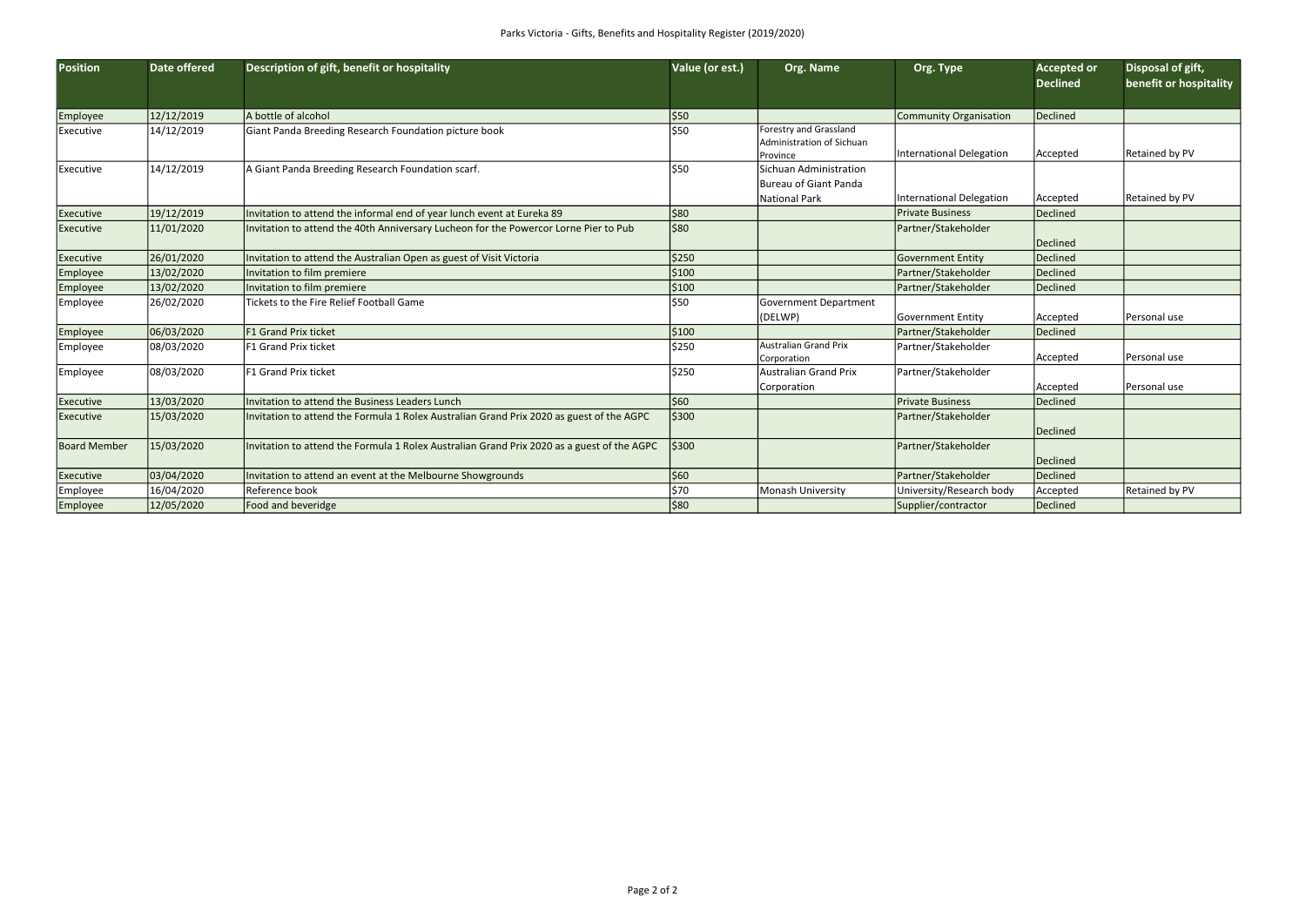Parks Victoria - Gifts, Benefits and Hospitality Register (2019/2020)

| Position | Date offered | Description of gift, benefit or hospitality | Value (or est.) | Org. Name | Org. Type | Accepted or Declined | Disposal of gift, benefit or hospitality |
|---|---|---|---|---|---|---|---|
| Employee | 12/12/2019 | A bottle of alcohol | $50 | | Community Organisation | Declined | |
| Executive | 14/12/2019 | Giant Panda Breeding Research Foundation picture book | $50 | Forestry and Grassland Administration of Sichuan Province | International Delegation | Accepted | Retained by PV |
| Executive | 14/12/2019 | A Giant Panda Breeding Research Foundation scarf. | $50 | Sichuan Administration Bureau of Giant Panda National Park | International Delegation | Accepted | Retained by PV |
| Executive | 19/12/2019 | Invitation to attend the informal end of year lunch event at Eureka 89 | $80 | | Private Business | Declined | |
| Executive | 11/01/2020 | Invitation to attend the 40th Anniversary Lucheon for the Powercor Lorne Pier to Pub | $80 | | Partner/Stakeholder | Declined | |
| Executive | 26/01/2020 | Invitation to attend the Australian Open as guest of Visit Victoria | $250 | | Government Entity | Declined | |
| Employee | 13/02/2020 | Invitation to film premiere | $100 | | Partner/Stakeholder | Declined | |
| Employee | 13/02/2020 | Invitation to film premiere | $100 | | Partner/Stakeholder | Declined | |
| Employee | 26/02/2020 | Tickets to the Fire Relief Football Game | $50 | Government Department (DELWP) | Government Entity | Accepted | Personal use |
| Employee | 06/03/2020 | F1 Grand Prix ticket | $100 | | Partner/Stakeholder | Declined | |
| Employee | 08/03/2020 | F1 Grand Prix ticket | $250 | Australian Grand Prix Corporation | Partner/Stakeholder | Accepted | Personal use |
| Employee | 08/03/2020 | F1 Grand Prix ticket | $250 | Australian Grand Prix Corporation | Partner/Stakeholder | Accepted | Personal use |
| Executive | 13/03/2020 | Invitation to attend the Business Leaders Lunch | $60 | | Private Business | Declined | |
| Executive | 15/03/2020 | Invitation to attend the Formula 1 Rolex Australian Grand Prix 2020 as guest of the AGPC | $300 | | Partner/Stakeholder | Declined | |
| Board Member | 15/03/2020 | Invitation to attend the Formula 1 Rolex Australian Grand Prix 2020 as a guest of the AGPC | $300 | | Partner/Stakeholder | Declined | |
| Executive | 03/04/2020 | Invitation to attend an event at the Melbourne Showgrounds | $60 | | Partner/Stakeholder | Declined | |
| Employee | 16/04/2020 | Reference book | $70 | Monash University | University/Research body | Accepted | Retained by PV |
| Employee | 12/05/2020 | Food and beveridge | $80 | | Supplier/contractor | Declined | |